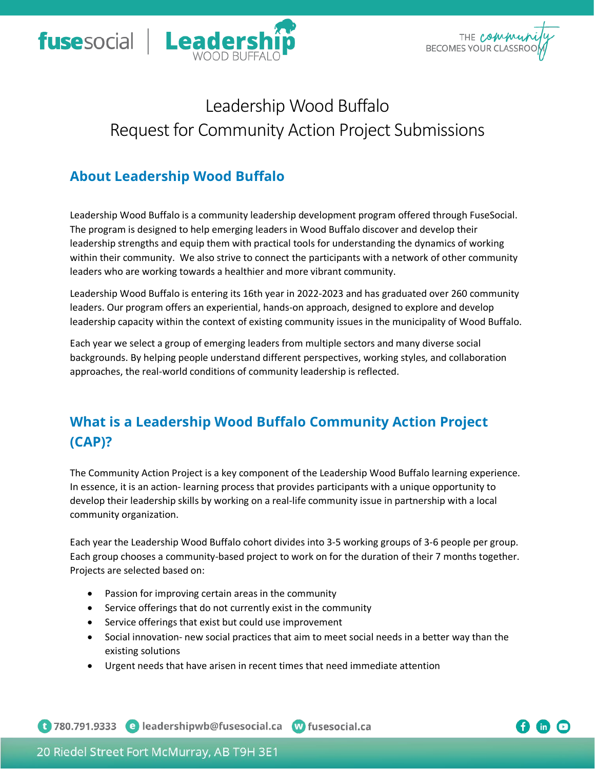# Leadership Wood Buffalo
# Request for Community Action Project Submissions

## About Leadership Wood Buffalo

Leadership Wood Buffalo is a community leadership development program offered through FuseSocial. The program is designed to help emerging leaders in Wood Buffalo discover and develop their leadership strengths and equip them with practical tools for understanding the dynamics of working within their community. We also strive to connect the participants with a network of other community leaders who are working towards a healthier and more vibrant community.

Leadership Wood Buffalo is entering its 16th year in 2022-2023 and has graduated over 260 community leaders. Our program offers an experiential, hands-on approach, designed to explore and develop leadership capacity within the context of existing community issues in the municipality of Wood Buffalo.

Each year we select a group of emerging leaders from multiple sectors and many diverse social backgrounds. By helping people understand different perspectives, working styles, and collaboration approaches, the real-world conditions of community leadership is reflected.

## What is a Leadership Wood Buffalo Community Action Project (CAP)?

The Community Action Project is a key component of the Leadership Wood Buffalo learning experience. In essence, it is an action- learning process that provides participants with a unique opportunity to develop their leadership skills by working on a real-life community issue in partnership with a local community organization.

Each year the Leadership Wood Buffalo cohort divides into 3-5 working groups of 3-6 people per group. Each group chooses a community-based project to work on for the duration of their 7 months together. Projects are selected based on:

- Passion for improving certain areas in the community
- Service offerings that do not currently exist in the community
- Service offerings that exist but could use improvement
- Social innovation- new social practices that aim to meet social needs in a better way than the existing solutions
- Urgent needs that have arisen in recent times that need immediate attention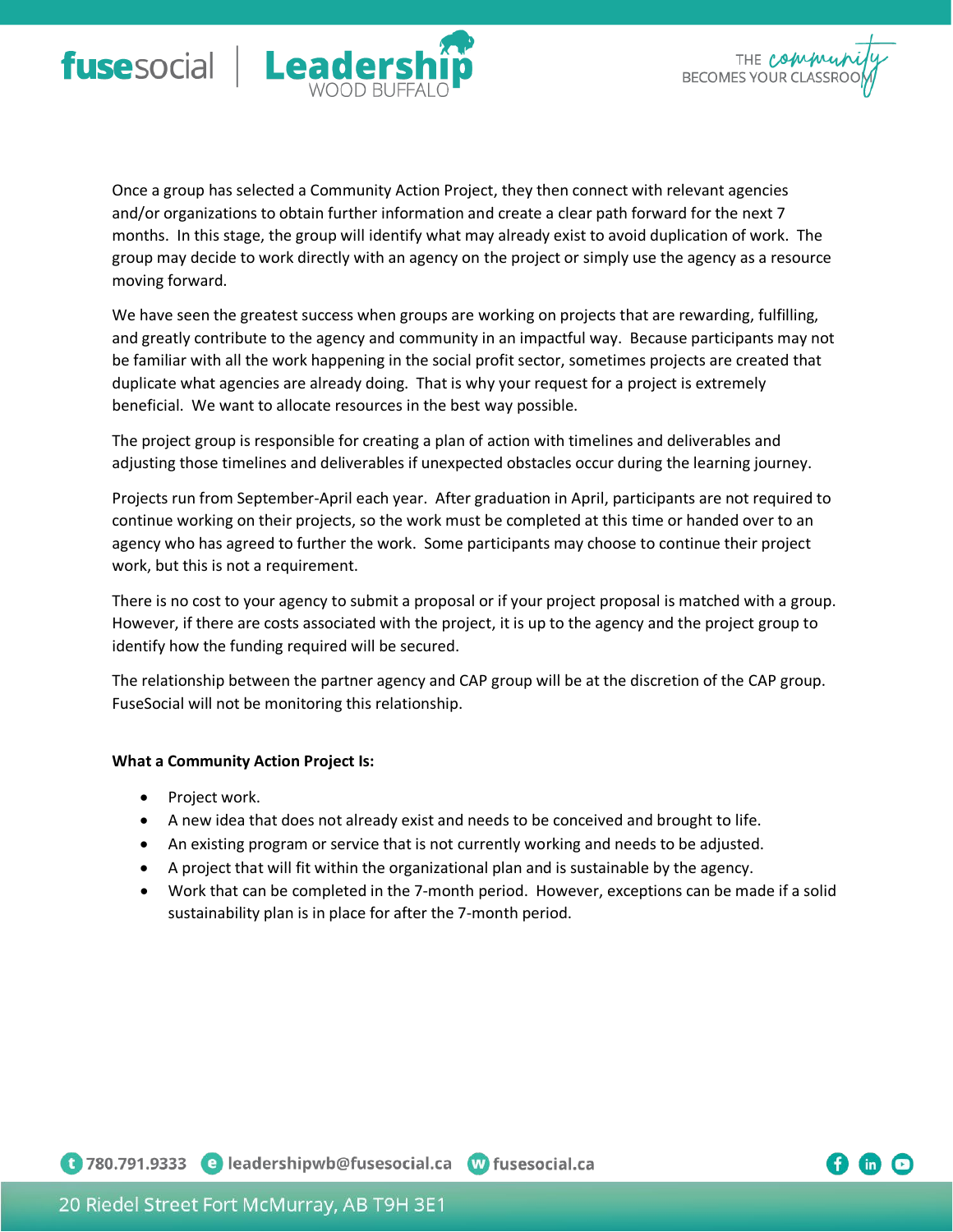Once a group has selected a Community Action Project, they then connect with relevant agencies and/or organizations to obtain further information and create a clear path forward for the next 7 months. In this stage, the group will identify what may already exist to avoid duplication of work. The group may decide to work directly with an agency on the project or simply use the agency as a resource moving forward.

We have seen the greatest success when groups are working on projects that are rewarding, fulfilling, and greatly contribute to the agency and community in an impactful way. Because participants may not be familiar with all the work happening in the social profit sector, sometimes projects are created that duplicate what agencies are already doing. That is why your request for a project is extremely beneficial. We want to allocate resources in the best way possible.

The project group is responsible for creating a plan of action with timelines and deliverables and adjusting those timelines and deliverables if unexpected obstacles occur during the learning journey.

Projects run from September-April each year. After graduation in April, participants are not required to continue working on their projects, so the work must be completed at this time or handed over to an agency who has agreed to further the work. Some participants may choose to continue their project work, but this is not a requirement.

There is no cost to your agency to submit a proposal or if your project proposal is matched with a group. However, if there are costs associated with the project, it is up to the agency and the project group to identify how the funding required will be secured.

The relationship between the partner agency and CAP group will be at the discretion of the CAP group. FuseSocial will not be monitoring this relationship.

**What a Community Action Project Is:**

- Project work.
- A new idea that does not already exist and needs to be conceived and brought to life.
- An existing program or service that is not currently working and needs to be adjusted.
- A project that will fit within the organizational plan and is sustainable by the agency.
- Work that can be completed in the 7-month period. However, exceptions can be made if a solid sustainability plan is in place for after the 7-month period.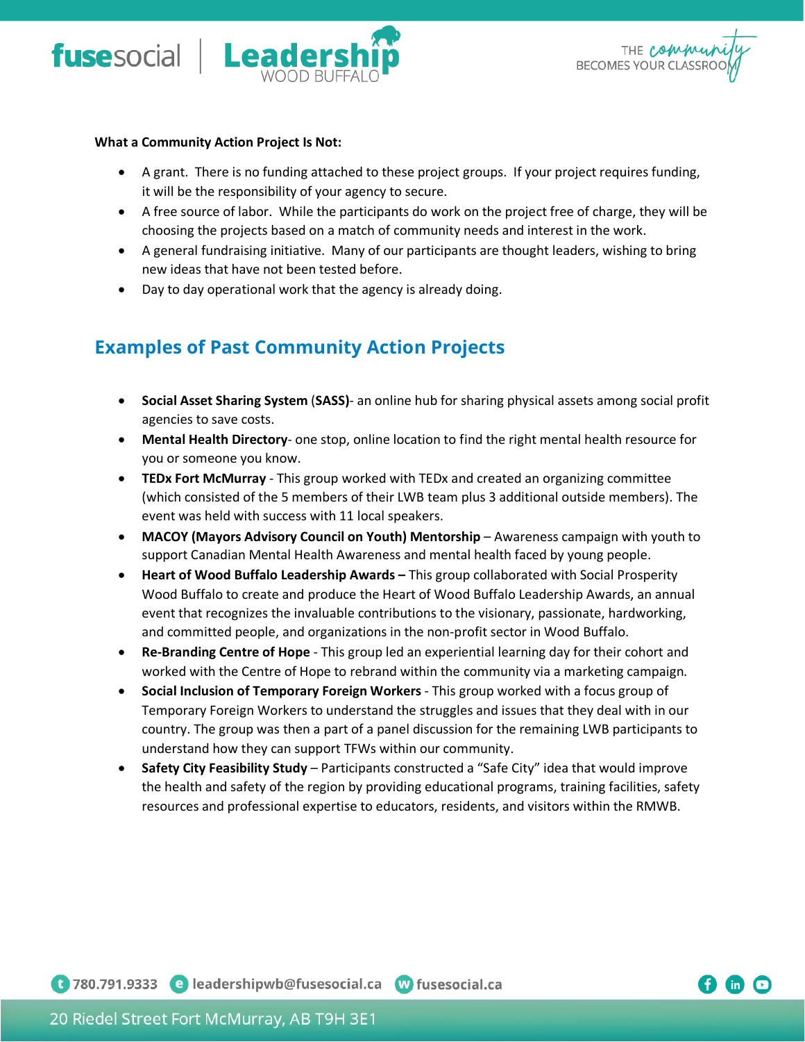**What a Community Action Project Is Not:**

- A grant. There is no funding attached to these project groups. If your project requires funding, it will be the responsibility of your agency to secure.
- A free source of labor. While the participants do work on the project free of charge, they will be choosing the projects based on a match of community needs and interest in the work.
- A general fundraising initiative. Many of our participants are thought leaders, wishing to bring new ideas that have not been tested before.
- Day to day operational work that the agency is already doing.

## Examples of Past Community Action Projects

- **Social Asset Sharing System (SASS)**- an online hub for sharing physical assets among social profit agencies to save costs.
- **Mental Health Directory**- one stop, online location to find the right mental health resource for you or someone you know.
- **TEDx Fort McMurray** - This group worked with TEDx and created an organizing committee (which consisted of the 5 members of their LWB team plus 3 additional outside members). The event was held with success with 11 local speakers.
- **MACOY (Mayors Advisory Council on Youth) Mentorship** – Awareness campaign with youth to support Canadian Mental Health Awareness and mental health faced by young people.
- **Heart of Wood Buffalo Leadership Awards –** This group collaborated with Social Prosperity Wood Buffalo to create and produce the Heart of Wood Buffalo Leadership Awards, an annual event that recognizes the invaluable contributions to the visionary, passionate, hardworking, and committed people, and organizations in the non-profit sector in Wood Buffalo.
- **Re-Branding Centre of Hope** - This group led an experiential learning day for their cohort and worked with the Centre of Hope to rebrand within the community via a marketing campaign.
- **Social Inclusion of Temporary Foreign Workers** - This group worked with a focus group of Temporary Foreign Workers to understand the struggles and issues that they deal with in our country. The group was then a part of a panel discussion for the remaining LWB participants to understand how they can support TFWs within our community.
- **Safety City Feasibility Study** – Participants constructed a "Safe City" idea that would improve the health and safety of the region by providing educational programs, training facilities, safety resources and professional expertise to educators, residents, and visitors within the RMWB.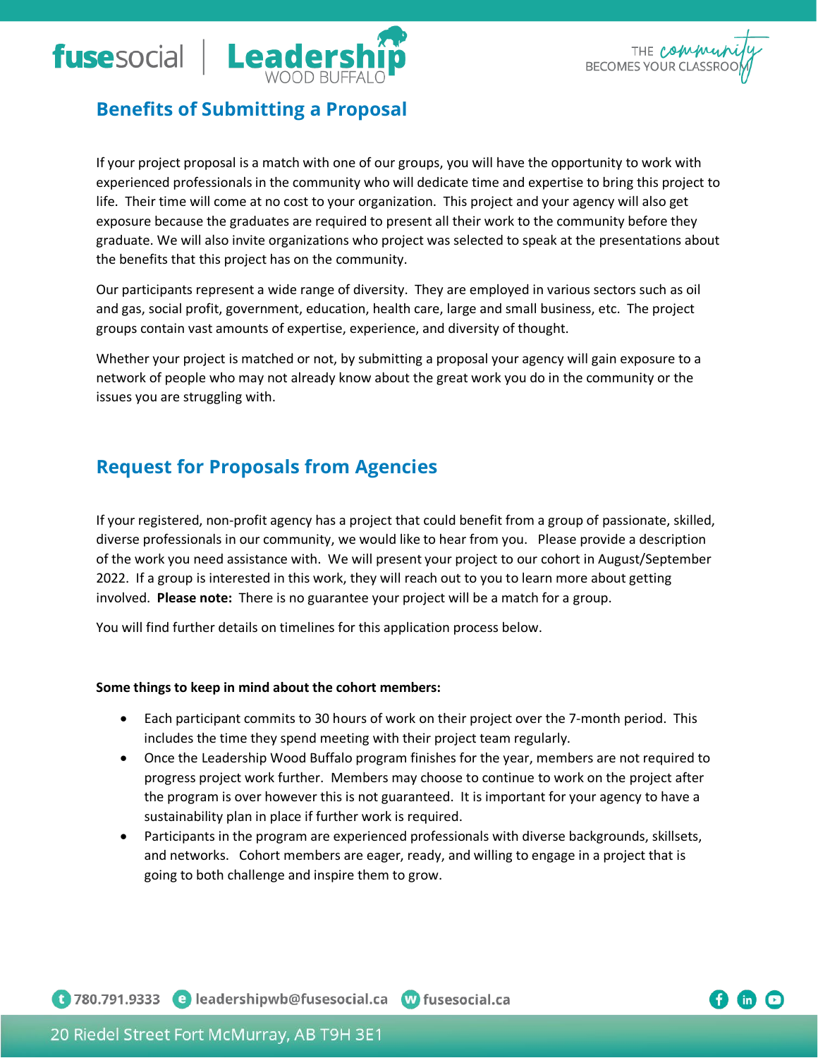## Benefits of Submitting a Proposal

If your project proposal is a match with one of our groups, you will have the opportunity to work with experienced professionals in the community who will dedicate time and expertise to bring this project to life. Their time will come at no cost to your organization. This project and your agency will also get exposure because the graduates are required to present all their work to the community before they graduate. We will also invite organizations who project was selected to speak at the presentations about the benefits that this project has on the community.

Our participants represent a wide range of diversity. They are employed in various sectors such as oil and gas, social profit, government, education, health care, large and small business, etc. The project groups contain vast amounts of expertise, experience, and diversity of thought.

Whether your project is matched or not, by submitting a proposal your agency will gain exposure to a network of people who may not already know about the great work you do in the community or the issues you are struggling with.

## Request for Proposals from Agencies

If your registered, non-profit agency has a project that could benefit from a group of passionate, skilled, diverse professionals in our community, we would like to hear from you. Please provide a description of the work you need assistance with. We will present your project to our cohort in August/September 2022. If a group is interested in this work, they will reach out to you to learn more about getting involved. **Please note:** There is no guarantee your project will be a match for a group.

You will find further details on timelines for this application process below.

**Some things to keep in mind about the cohort members:**

- Each participant commits to 30 hours of work on their project over the 7-month period. This includes the time they spend meeting with their project team regularly.
- Once the Leadership Wood Buffalo program finishes for the year, members are not required to progress project work further. Members may choose to continue to work on the project after the program is over however this is not guaranteed. It is important for your agency to have a sustainability plan in place if further work is required.
- Participants in the program are experienced professionals with diverse backgrounds, skillsets, and networks. Cohort members are eager, ready, and willing to engage in a project that is going to both challenge and inspire them to grow.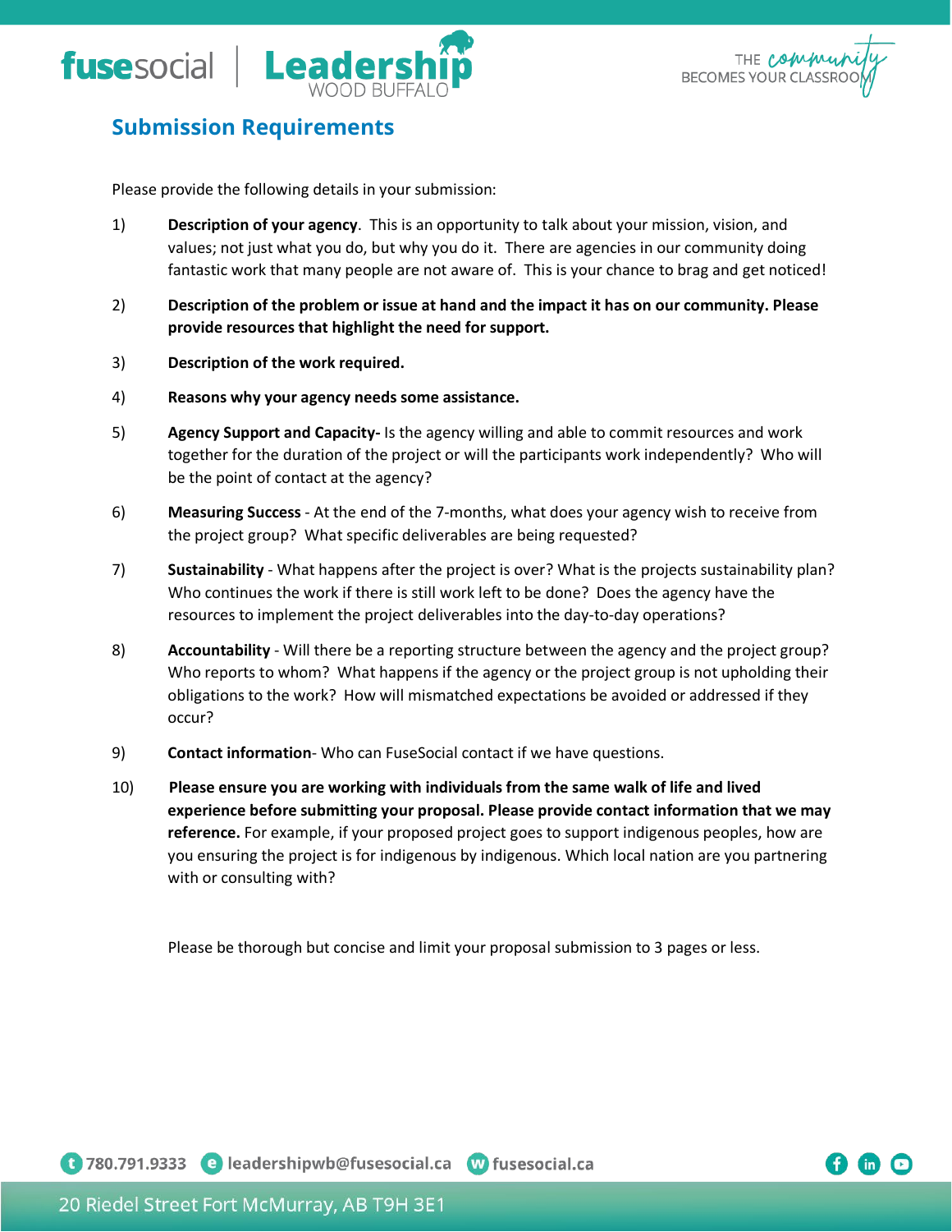## Submission Requirements

Please provide the following details in your submission:

1) **Description of your agency**. This is an opportunity to talk about your mission, vision, and values; not just what you do, but why you do it. There are agencies in our community doing fantastic work that many people are not aware of. This is your chance to brag and get noticed!

2) **Description of the problem or issue at hand and the impact it has on our community. Please provide resources that highlight the need for support.**

3) **Description of the work required.**

4) **Reasons why your agency needs some assistance.**

5) **Agency Support and Capacity-** Is the agency willing and able to commit resources and work together for the duration of the project or will the participants work independently? Who will be the point of contact at the agency?

6) **Measuring Success** - At the end of the 7-months, what does your agency wish to receive from the project group? What specific deliverables are being requested?

7) **Sustainability** - What happens after the project is over? What is the projects sustainability plan? Who continues the work if there is still work left to be done? Does the agency have the resources to implement the project deliverables into the day-to-day operations?

8) **Accountability** - Will there be a reporting structure between the agency and the project group? Who reports to whom? What happens if the agency or the project group is not upholding their obligations to the work? How will mismatched expectations be avoided or addressed if they occur?

9) **Contact information**- Who can FuseSocial contact if we have questions.

10) **Please ensure you are working with individuals from the same walk of life and lived experience before submitting your proposal. Please provide contact information that we may reference.** For example, if your proposed project goes to support indigenous peoples, how are you ensuring the project is for indigenous by indigenous. Which local nation are you partnering with or consulting with?

Please be thorough but concise and limit your proposal submission to 3 pages or less.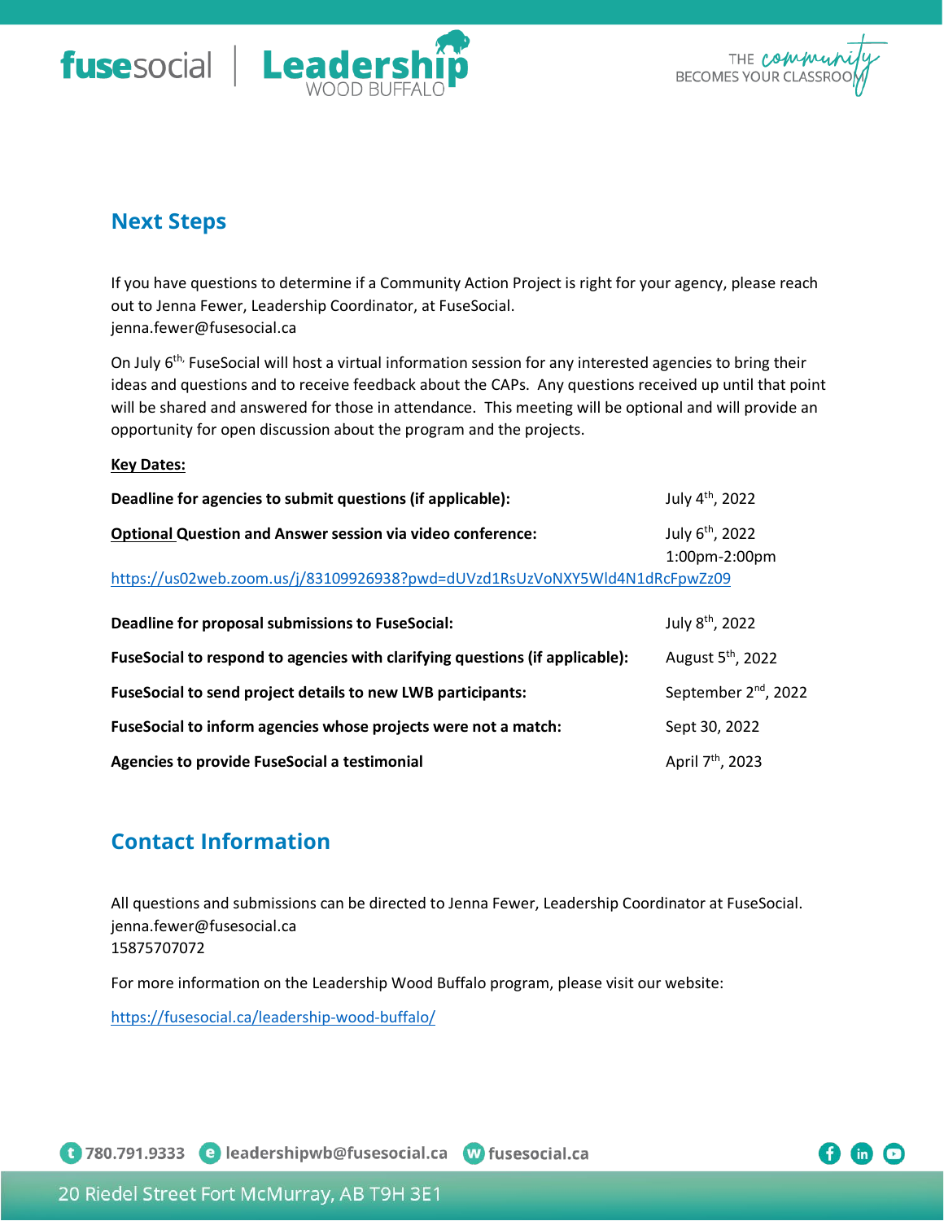## Next Steps

If you have questions to determine if a Community Action Project is right for your agency, please reach out to Jenna Fewer, Leadership Coordinator, at FuseSocial.
jenna.fewer@fusesocial.ca

On July 6th, FuseSocial will host a virtual information session for any interested agencies to bring their ideas and questions and to receive feedback about the CAPs. Any questions received up until that point will be shared and answered for those in attendance. This meeting will be optional and will provide an opportunity for open discussion about the program and the projects.

**Key Dates:**

| | |
|---|---|
| **Deadline for agencies to submit questions (if applicable):** | July 4th, 2022 |
| **Optional Question and Answer session via video conference:** | July 6th, 2022 1:00pm-2:00pm |

https://us02web.zoom.us/j/83109926938?pwd=dUVzd1RsUzVoNXY5Wld4N1dRcFpwZz09

| | |
|---|---|
| **Deadline for proposal submissions to FuseSocial:** | July 8th, 2022 |
| **FuseSocial to respond to agencies with clarifying questions (if applicable):** | August 5th, 2022 |
| **FuseSocial to send project details to new LWB participants:** | September 2nd, 2022 |
| **FuseSocial to inform agencies whose projects were not a match:** | Sept 30, 2022 |
| **Agencies to provide FuseSocial a testimonial** | April 7th, 2023 |

## Contact Information

All questions and submissions can be directed to Jenna Fewer, Leadership Coordinator at FuseSocial.
jenna.fewer@fusesocial.ca
15875707072

For more information on the Leadership Wood Buffalo program, please visit our website:

https://fusesocial.ca/leadership-wood-buffalo/